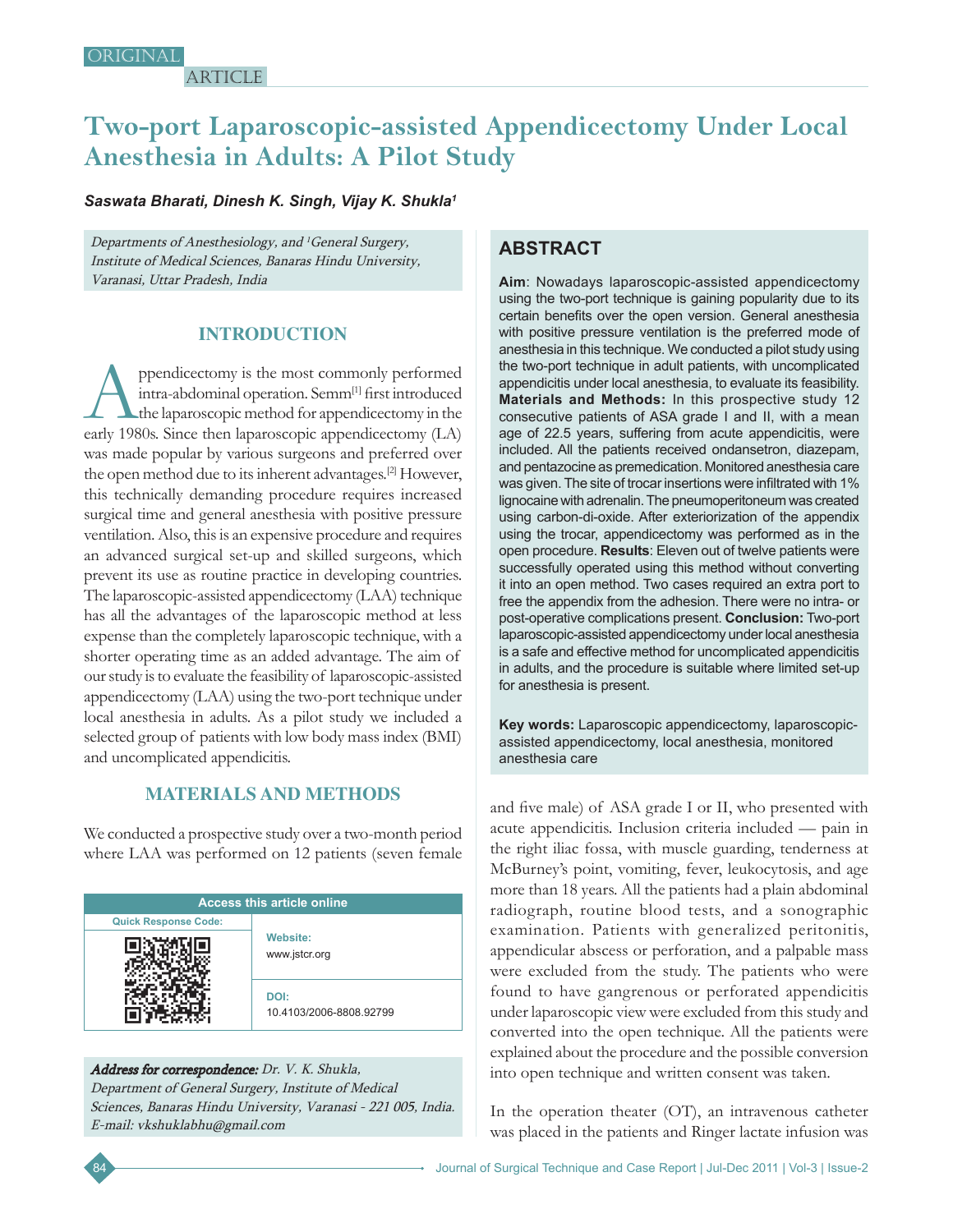ORIGINAL ARTICLE

# Two-port Laparoscopic-assisted Appendicectomy Under Local Anesthesia in Adults: A Pilot Study

***Saswata Bharati, Dinesh K. Singh, Vijay K. Shukla[1]***

*Departments of Anesthesiology, and [1]General Surgery, Institute of Medical Sciences, Banaras Hindu University, Varanasi, Uttar Pradesh, India*

## ABSTRACT

**Aim**: Nowadays laparoscopic-assisted appendicectomy using the two-port technique is gaining popularity due to its certain benefits over the open version. General anesthesia with positive pressure ventilation is the preferred mode of anesthesia in this technique. We conducted a pilot study using the two-port technique in adult patients, with uncomplicated appendicitis under local anesthesia, to evaluate its feasibility. **Materials and Methods:** In this prospective study 12 consecutive patients of ASA grade I and II, with a mean age of 22.5 years, suffering from acute appendicitis, were included. All the patients received ondansetron, diazepam, and pentazocine as premedication. Monitored anesthesia care was given. The site of trocar insertions were infiltrated with 1% lignocaine with adrenalin. The pneumoperitoneum was created using carbon-di-oxide. After exteriorization of the appendix using the trocar, appendicectomy was performed as in the open procedure. **Results**: Eleven out of twelve patients were successfully operated using this method without converting it into an open method. Two cases required an extra port to free the appendix from the adhesion. There were no intra- or post-operative complications present. **Conclusion:** Two-port laparoscopic-assisted appendicectomy under local anesthesia is a safe and effective method for uncomplicated appendicitis in adults, and the procedure is suitable where limited set-up for anesthesia is present.

**Key words:** Laparoscopic appendicectomy, laparoscopic-assisted appendicectomy, local anesthesia, monitored anesthesia care

## INTRODUCTION

Appendicectomy is the most commonly performed intra-abdominal operation. Semm[1] first introduced the laparoscopic method for appendicectomy in the early 1980s. Since then laparoscopic appendicectomy (LA) was made popular by various surgeons and preferred over the open method due to its inherent advantages.[2] However, this technically demanding procedure requires increased surgical time and general anesthesia with positive pressure ventilation. Also, this is an expensive procedure and requires an advanced surgical set-up and skilled surgeons, which prevent its use as routine practice in developing countries. The laparoscopic-assisted appendicectomy (LAA) technique has all the advantages of the laparoscopic method at less expense than the completely laparoscopic technique, with a shorter operating time as an added advantage. The aim of our study is to evaluate the feasibility of laparoscopic-assisted appendicectomy (LAA) using the two-port technique under local anesthesia in adults. As a pilot study we included a selected group of patients with low body mass index (BMI) and uncomplicated appendicitis.

## MATERIALS AND METHODS

We conducted a prospective study over a two-month period where LAA was performed on 12 patients (seven female and five male) of ASA grade I or II, who presented with acute appendicitis. Inclusion criteria included — pain in the right iliac fossa, with muscle guarding, tenderness at McBurney's point, vomiting, fever, leukocytosis, and age more than 18 years. All the patients had a plain abdominal radiograph, routine blood tests, and a sonographic examination. Patients with generalized peritonitis, appendicular abscess or perforation, and a palpable mass were excluded from the study. The patients who were found to have gangrenous or perforated appendicitis under laparoscopic view were excluded from this study and converted into the open technique. All the patients were explained about the procedure and the possible conversion into open technique and written consent was taken.

In the operation theater (OT), an intravenous catheter was placed in the patients and Ringer lactate infusion was

| Access this article online | |
|---|---|
| Quick Response Code: | Website: www.jstcr.org |
| | DOI: 10.4103/2006-8808.92799 |

***Address for correspondence:*** *Dr. V. K. Shukla, Department of General Surgery, Institute of Medical Sciences, Banaras Hindu University, Varanasi - 221 005, India. E-mail: vkshuklabhu@gmail.com*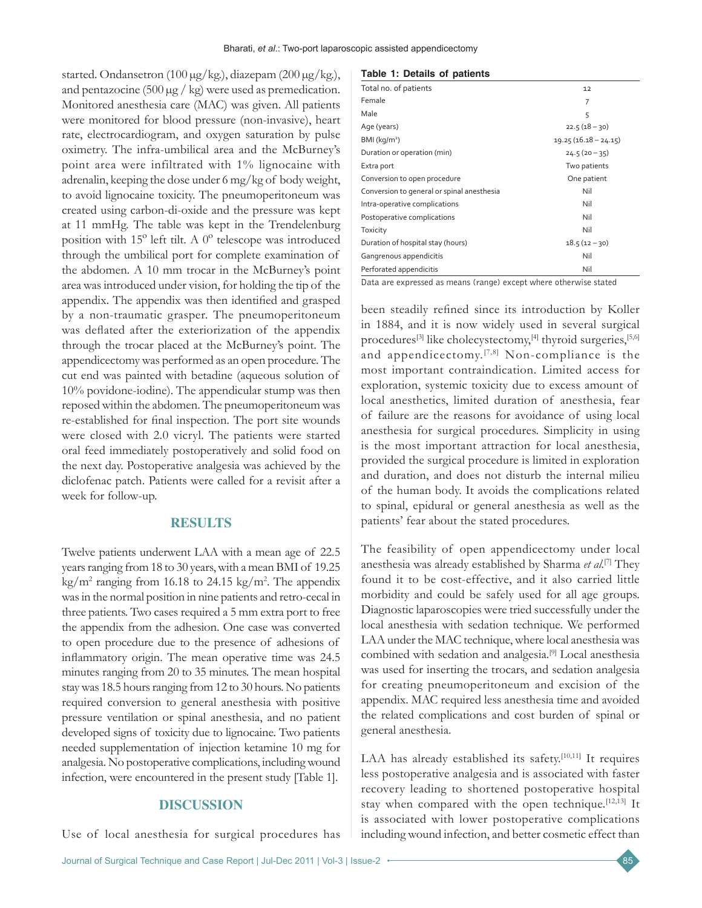started. Ondansetron (100 μg/kg.), diazepam (200 μg/kg.), and pentazocine (500 μg / kg) were used as premedication. Monitored anesthesia care (MAC) was given. All patients were monitored for blood pressure (non-invasive), heart rate, electrocardiogram, and oxygen saturation by pulse oximetry. The infra-umbilical area and the McBurney's point area were infiltrated with 1% lignocaine with adrenalin, keeping the dose under 6 mg/kg of body weight, to avoid lignocaine toxicity. The pneumoperitoneum was created using carbon-di-oxide and the pressure was kept at 11 mmHg. The table was kept in the Trendelenburg position with 15° left tilt. A 0° telescope was introduced through the umbilical port for complete examination of the abdomen. A 10 mm trocar in the McBurney's point area was introduced under vision, for holding the tip of the appendix. The appendix was then identified and grasped by a non-traumatic grasper. The pneumoperitoneum was deflated after the exteriorization of the appendix through the trocar placed at the McBurney's point. The appendicectomy was performed as an open procedure. The cut end was painted with betadine (aqueous solution of 10% povidone-iodine). The appendicular stump was then reposed within the abdomen. The pneumoperitoneum was re-established for final inspection. The port site wounds were closed with 2.0 vicryl. The patients were started oral feed immediately postoperatively and solid food on the next day. Postoperative analgesia was achieved by the diclofenac patch. Patients were called for a revisit after a week for follow-up.

## RESULTS

Twelve patients underwent LAA with a mean age of 22.5 years ranging from 18 to 30 years, with a mean BMI of 19.25 $kg/m^2$ ranging from 16.18 to 24.15 $kg/m^2$. The appendix was in the normal position in nine patients and retro-cecal in three patients. Two cases required a 5 mm extra port to free the appendix from the adhesion. One case was converted to open procedure due to the presence of adhesions of inflammatory origin. The mean operative time was 24.5 minutes ranging from 20 to 35 minutes. The mean hospital stay was 18.5 hours ranging from 12 to 30 hours. No patients required conversion to general anesthesia with positive pressure ventilation or spinal anesthesia, and no patient developed signs of toxicity due to lignocaine. Two patients needed supplementation of injection ketamine 10 mg for analgesia. No postoperative complications, including wound infection, were encountered in the present study [Table 1].

**Table 1: Details of patients**

| | |
|---|---|
| Total no. of patients | 12 |
| Female | 7 |
| Male | 5 |
| Age (years) | 22.5 (18 – 30) |
| BMI ($kg/m^2$) | 19.25 (16.18 – 24.15) |
| Duration or operation (min) | 24.5 (20 – 35) |
| Extra port | Two patients |
| Conversion to open procedure | One patient |
| Conversion to general or spinal anesthesia | Nil |
| Intra-operative complications | Nil |
| Postoperative complications | Nil |
| Toxicity | Nil |
| Duration of hospital stay (hours) | 18.5 (12 – 30) |
| Gangrenous appendicitis | Nil |
| Perforated appendicitis | Nil |

Data are expressed as means (range) except where otherwise stated

## DISCUSSION

Use of local anesthesia for surgical procedures has been steadily refined since its introduction by Koller in 1884, and it is now widely used in several surgical procedures[3] like cholecystectomy,[4] thyroid surgeries,[5,6] and appendicectomy.[7,8] Non-compliance is the most important contraindication. Limited access for exploration, systemic toxicity due to excess amount of local anesthetics, limited duration of anesthesia, fear of failure are the reasons for avoidance of using local anesthesia for surgical procedures. Simplicity in using is the most important attraction for local anesthesia, provided the surgical procedure is limited in exploration and duration, and does not disturb the internal milieu of the human body. It avoids the complications related to spinal, epidural or general anesthesia as well as the patients' fear about the stated procedures.

The feasibility of open appendicectomy under local anesthesia was already established by Sharma *et al.*[7] They found it to be cost-effective, and it also carried little morbidity and could be safely used for all age groups. Diagnostic laparoscopies were tried successfully under the local anesthesia with sedation technique. We performed LAA under the MAC technique, where local anesthesia was combined with sedation and analgesia.[9] Local anesthesia was used for inserting the trocars, and sedation analgesia for creating pneumoperitoneum and excision of the appendix. MAC required less anesthesia time and avoided the related complications and cost burden of spinal or general anesthesia.

LAA has already established its safety.[10,11] It requires less postoperative analgesia and is associated with faster recovery leading to shortened postoperative hospital stay when compared with the open technique.[12,13] It is associated with lower postoperative complications including wound infection, and better cosmetic effect than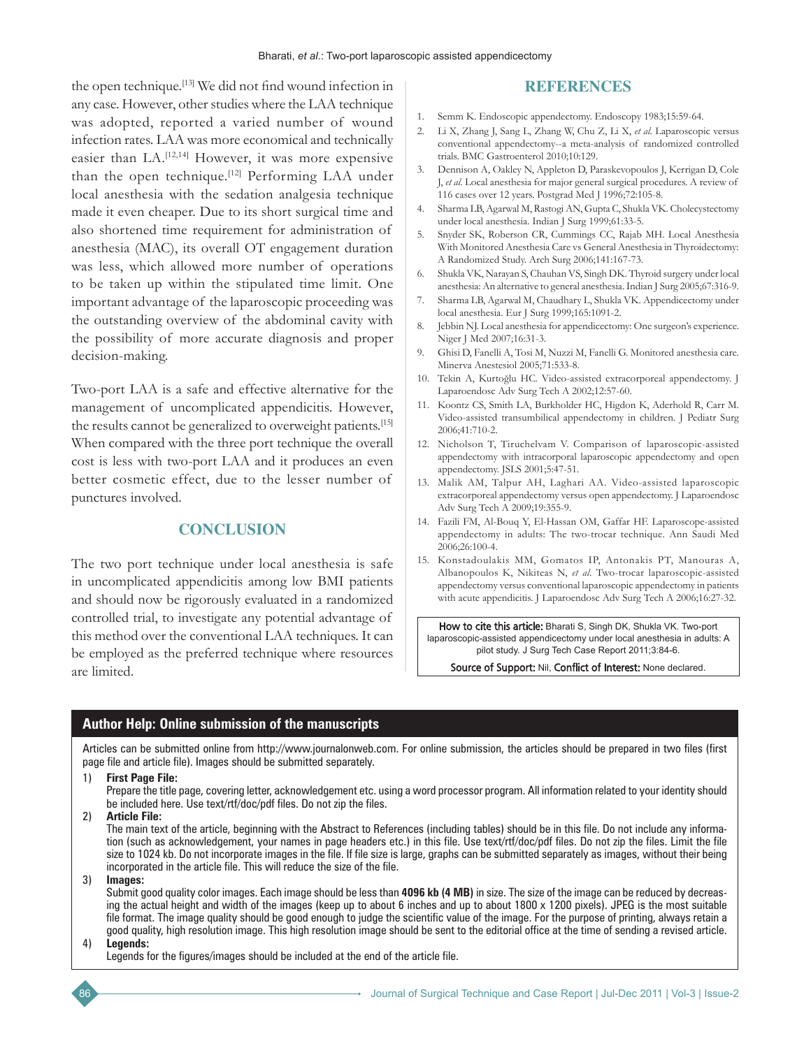the open technique.[13] We did not find wound infection in any case. However, other studies where the LAA technique was adopted, reported a varied number of wound infection rates. LAA was more economical and technically easier than LA.[12,14] However, it was more expensive than the open technique.[12] Performing LAA under local anesthesia with the sedation analgesia technique made it even cheaper. Due to its short surgical time and also shortened time requirement for administration of anesthesia (MAC), its overall OT engagement duration was less, which allowed more number of operations to be taken up within the stipulated time limit. One important advantage of the laparoscopic proceeding was the outstanding overview of the abdominal cavity with the possibility of more accurate diagnosis and proper decision-making.

Two-port LAA is a safe and effective alternative for the management of uncomplicated appendicitis. However, the results cannot be generalized to overweight patients.[15] When compared with the three port technique the overall cost is less with two-port LAA and it produces an even better cosmetic effect, due to the lesser number of punctures involved.

## CONCLUSION

The two port technique under local anesthesia is safe in uncomplicated appendicitis among low BMI patients and should now be rigorously evaluated in a randomized controlled trial, to investigate any potential advantage of this method over the conventional LAA techniques. It can be employed as the preferred technique where resources are limited.

## REFERENCES

1. Semm K. Endoscopic appendectomy. Endoscopy 1983;15:59-64.
2. Li X, Zhang J, Sang L, Zhang W, Chu Z, Li X, *et al.* Laparoscopic versus conventional appendectomy--a meta-analysis of randomized controlled trials. BMC Gastroenterol 2010;10:129.
3. Dennison A, Oakley N, Appleton D, Paraskevopoulos J, Kerrigan D, Cole J, *et al.* Local anesthesia for major general surgical procedures. A review of 116 cases over 12 years. Postgrad Med J 1996;72:105-8.
4. Sharma LB, Agarwal M, Rastogi AN, Gupta C, Shukla VK. Cholecystectomy under local anesthesia. Indian J Surg 1999;61:33-5.
5. Snyder SK, Roberson CR, Cummings CC, Rajab MH. Local Anesthesia With Monitored Anesthesia Care vs General Anesthesia in Thyroidectomy: A Randomized Study. Arch Surg 2006;141:167-73.
6. Shukla VK, Narayan S, Chauhan VS, Singh DK. Thyroid surgery under local anesthesia: An alternative to general anesthesia. Indian J Surg 2005;67:316-9.
7. Sharma LB, Agarwal M, Chaudhary L, Shukla VK. Appendicectomy under local anesthesia. Eur J Surg 1999;165:1091-2.
8. Jebbin NJ. Local anesthesia for appendicectomy: One surgeon's experience. Niger J Med 2007;16:31-3.
9. Ghisi D, Fanelli A, Tosi M, Nuzzi M, Fanelli G. Monitored anesthesia care. Minerva Anestesiol 2005;71:533-8.
10. Tekin A, Kurtoğlu HC. Video-assisted extracorporeal appendectomy. J Laparoendosc Adv Surg Tech A 2002;12:57-60.
11. Koontz CS, Smith LA, Burkholder HC, Higdon K, Aderhold R, Carr M. Video-assisted transumbilical appendectomy in children. J Pediatr Surg 2006;41:710-2.
12. Nicholson T, Tiruchelvam V. Comparison of laparoscopic-assisted appendectomy with intracorporal laparoscopic appendectomy and open appendectomy. JSLS 2001;5:47-51.
13. Malik AM, Talpur AH, Laghari AA. Video-assisted laparoscopic extracorporeal appendectomy versus open appendectomy. J Laparoendosc Adv Surg Tech A 2009;19:355-9.
14. Fazili FM, Al-Bouq Y, El-Hassan OM, Gaffar HF. Laparoscope-assisted appendectomy in adults: The two-trocar technique. Ann Saudi Med 2006;26:100-4.
15. Konstadoulakis MM, Gomatos IP, Antonakis PT, Manouras A, Albanopoulos K, Nikiteas N, *et al.* Two-trocar laparoscopic-assisted appendectomy versus conventional laparoscopic appendectomy in patients with acute appendicitis. J Laparoendosc Adv Surg Tech A 2006;16:27-32.

**How to cite this article:** Bharati S, Singh DK, Shukla VK. Two-port laparoscopic-assisted appendicectomy under local anesthesia in adults: A pilot study. J Surg Tech Case Report 2011;3:84-6.

**Source of Support:** Nil, **Conflict of Interest:** None declared.

### Author Help: Online submission of the manuscripts

Articles can be submitted online from http://www.journalonweb.com. For online submission, the articles should be prepared in two files (first page file and article file). Images should be submitted separately.

1) **First Page File:**
Prepare the title page, covering letter, acknowledgement etc. using a word processor program. All information related to your identity should be included here. Use text/rtf/doc/pdf files. Do not zip the files.
2) **Article File:**
The main text of the article, beginning with the Abstract to References (including tables) should be in this file. Do not include any information (such as acknowledgement, your names in page headers etc.) in this file. Use text/rtf/doc/pdf files. Do not zip the files. Limit the file size to 1024 kb. Do not incorporate images in the file. If file size is large, graphs can be submitted separately as images, without their being incorporated in the article file. This will reduce the size of the file.
3) **Images:**
Submit good quality color images. Each image should be less than **4096 kb (4 MB)** in size. The size of the image can be reduced by decreasing the actual height and width of the images (keep up to about 6 inches and up to about 1800 x 1200 pixels). JPEG is the most suitable file format. The image quality should be good enough to judge the scientific value of the image. For the purpose of printing, always retain a good quality, high resolution image. This high resolution image should be sent to the editorial office at the time of sending a revised article.
4) **Legends:**
Legends for the figures/images should be included at the end of the article file.